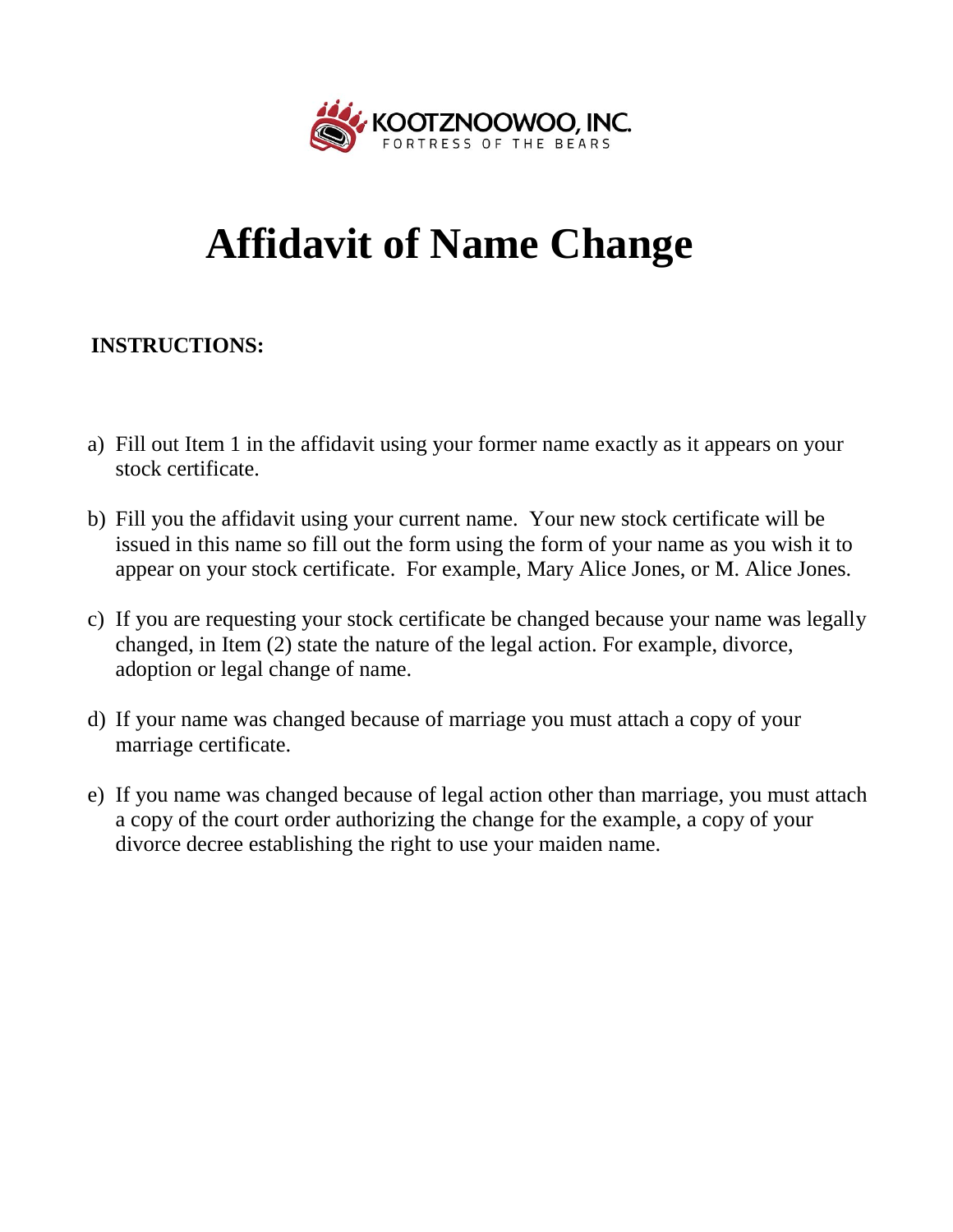KOOTZNOOWOO, INC.
FORTRESS OF THE BEARS

# Affidavit of Name Change

**INSTRUCTIONS:**

a) Fill out Item 1 in the affidavit using your former name exactly as it appears on your stock certificate.

b) Fill you the affidavit using your current name. Your new stock certificate will be issued in this name so fill out the form using the form of your name as you wish it to appear on your stock certificate. For example, Mary Alice Jones, or M. Alice Jones.

c) If you are requesting your stock certificate be changed because your name was legally changed, in Item (2) state the nature of the legal action. For example, divorce, adoption or legal change of name.

d) If your name was changed because of marriage you must attach a copy of your marriage certificate.

e) If you name was changed because of legal action other than marriage, you must attach a copy of the court order authorizing the change for the example, a copy of your divorce decree establishing the right to use your maiden name.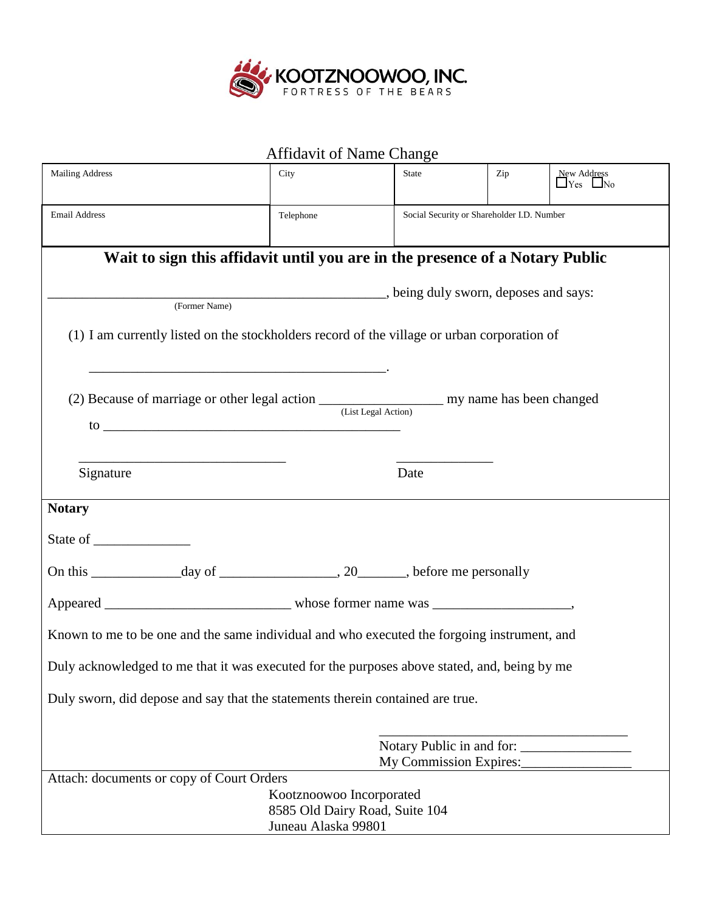KOOTZNOOWOO, INC.
FORTRESS OF THE BEARS

# Affidavit of Name Change

| Mailing Address | City | State | Zip | New Address ☐Yes ☐No |
| --- | --- | --- | --- | --- |
| Email Address | Telephone | Social Security or Shareholder I.D. Number | | |

**Wait to sign this affidavit until you are in the presence of a Notary Public**

__________________________________________________, being duly sworn, deposes and says:
(Former Name)

(1) I am currently listed on the stockholders record of the village or urban corporation of

____________________________________________.

(2) Because of marriage or other legal action _________________ my name has been changed
(List Legal Action)

to _____________________________________________

______________________________ ______________
Signature Date

**Notary**

State of ______________

On this _____________day of _________________, 20_______, before me personally

Appeared ___________________________ whose former name was ____________________,

Known to me to be one and the same individual and who executed the forgoing instrument, and

Duly acknowledged to me that it was executed for the purposes above stated, and, being by me

Duly sworn, did depose and say that the statements therein contained are true.

_____________________________________
Notary Public in and for: ________________
My Commission Expires:________________

Attach: documents or copy of Court Orders

Kootznoowoo Incorporated
8585 Old Dairy Road, Suite 104
Juneau Alaska 99801